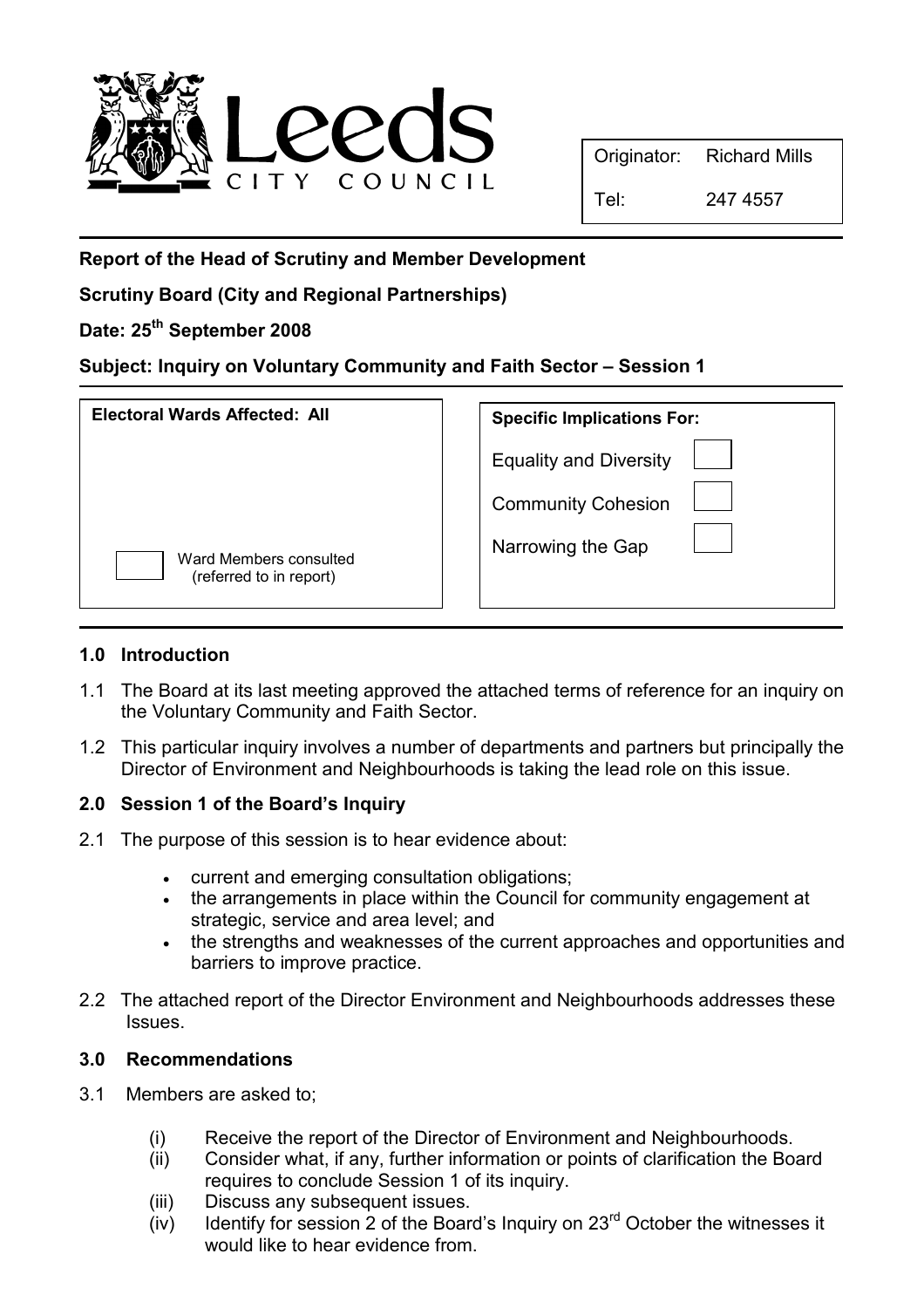Leeds CITY COUNCIL

| Originator: | Richard Mills |
| --- | --- |
| Tel: | 247 4557 |

**Report of the Head of Scrutiny and Member Development**

**Scrutiny Board (City and Regional Partnerships)**

**Date: 25th September 2008**

**Subject: Inquiry on Voluntary Community and Faith Sector – Session 1**

| Electoral Wards Affected: All | Specific Implications For: | |
| --- | --- | --- |
| | Equality and Diversity | ☐ |
| | Community Cohesion | ☐ |
| ☐ Ward Members consulted (referred to in report) | Narrowing the Gap | ☐ |

## 1.0 Introduction

1.1 The Board at its last meeting approved the attached terms of reference for an inquiry on the Voluntary Community and Faith Sector.

1.2 This particular inquiry involves a number of departments and partners but principally the Director of Environment and Neighbourhoods is taking the lead role on this issue.

## 2.0 Session 1 of the Board's Inquiry

2.1 The purpose of this session is to hear evidence about:

- current and emerging consultation obligations;
- the arrangements in place within the Council for community engagement at strategic, service and area level; and
- the strengths and weaknesses of the current approaches and opportunities and barriers to improve practice.

2.2 The attached report of the Director Environment and Neighbourhoods addresses these Issues.

## 3.0 Recommendations

3.1 Members are asked to;

(i) Receive the report of the Director of Environment and Neighbourhoods.
(ii) Consider what, if any, further information or points of clarification the Board requires to conclude Session 1 of its inquiry.
(iii) Discuss any subsequent issues.
(iv) Identify for session 2 of the Board's Inquiry on 23rd October the witnesses it would like to hear evidence from.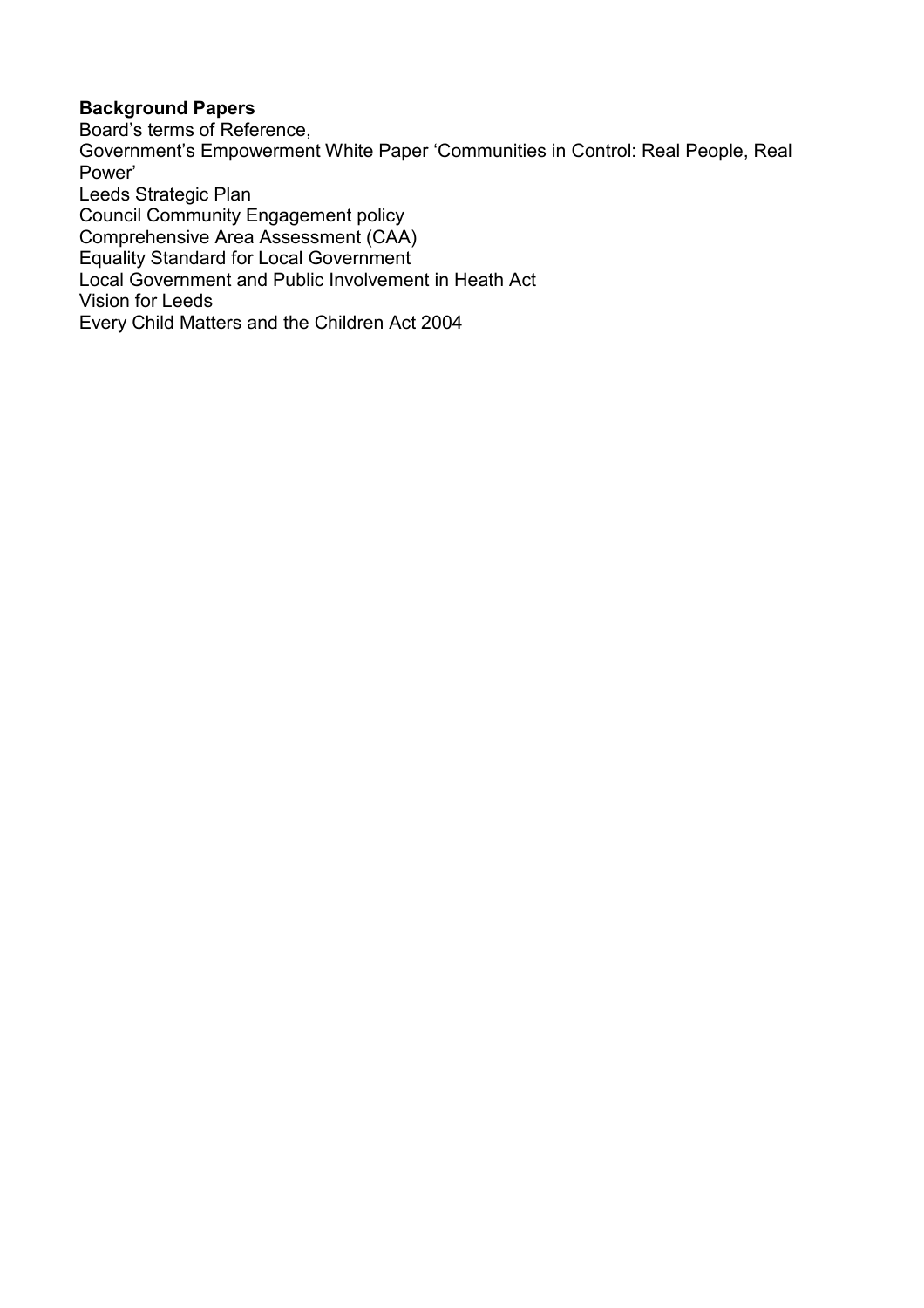**Background Papers**

Board's terms of Reference,
Government's Empowerment White Paper 'Communities in Control: Real People, Real Power'
Leeds Strategic Plan
Council Community Engagement policy
Comprehensive Area Assessment (CAA)
Equality Standard for Local Government
Local Government and Public Involvement in Heath Act
Vision for Leeds
Every Child Matters and the Children Act 2004